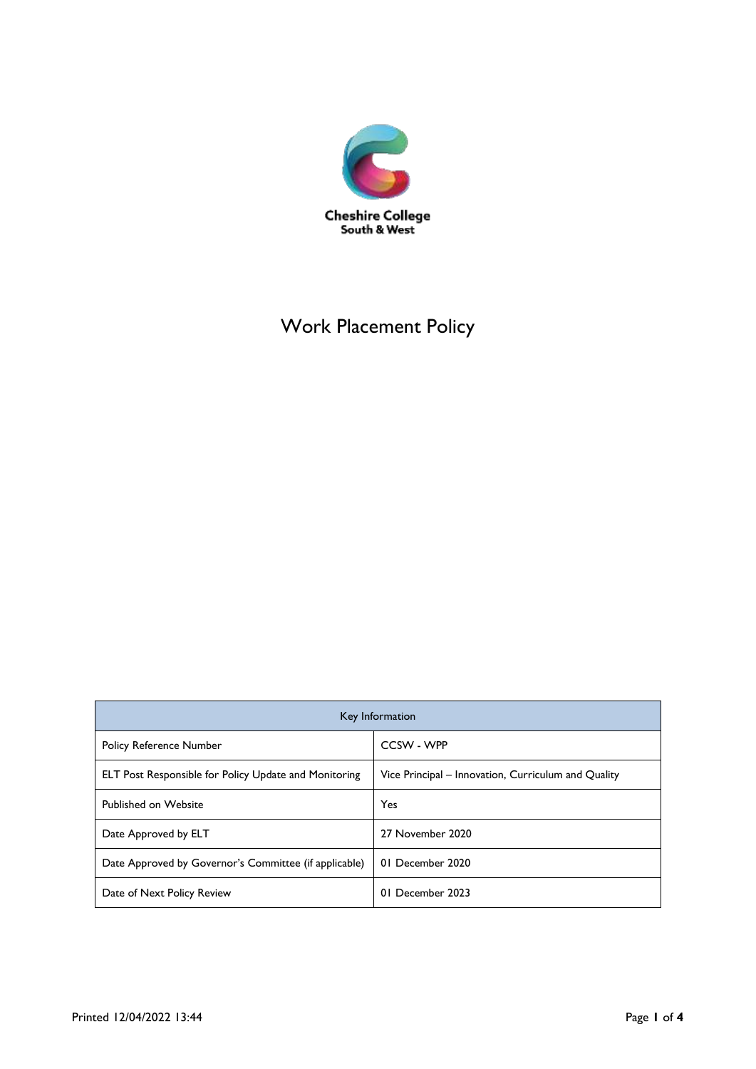Cheshire College
South & West

# Work Placement Policy

| Key Information | |
|---|---|
| Policy Reference Number | CCSW - WPP |
| ELT Post Responsible for Policy Update and Monitoring | Vice Principal – Innovation, Curriculum and Quality |
| Published on Website | Yes |
| Date Approved by ELT | 27 November 2020 |
| Date Approved by Governor's Committee (if applicable) | 01 December 2020 |
| Date of Next Policy Review | 01 December 2023 |

Printed 12/04/2022 13:44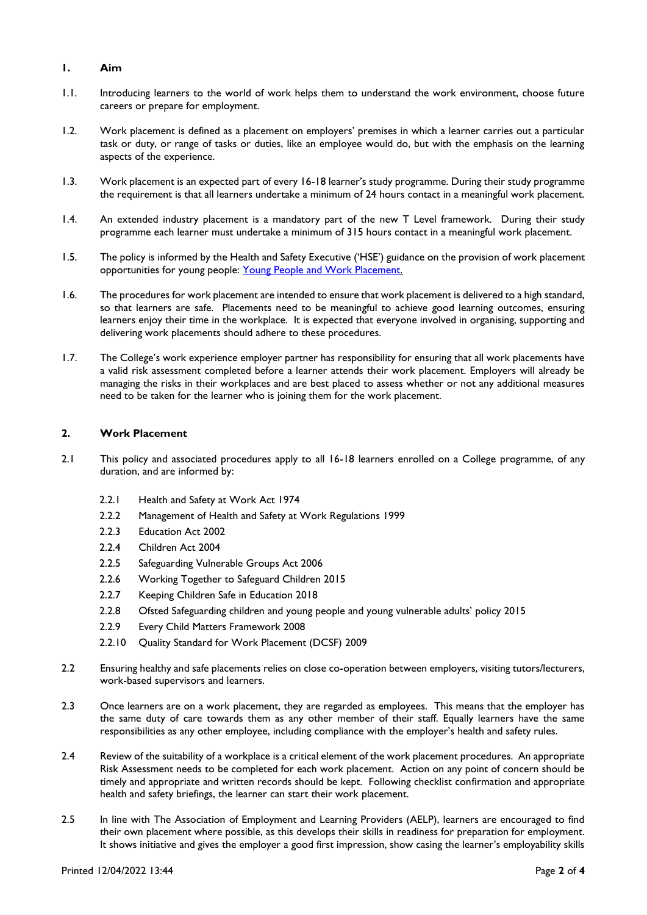## 1. Aim

1.1. Introducing learners to the world of work helps them to understand the work environment, choose future careers or prepare for employment.

1.2. Work placement is defined as a placement on employers' premises in which a learner carries out a particular task or duty, or range of tasks or duties, like an employee would do, but with the emphasis on the learning aspects of the experience.

1.3. Work placement is an expected part of every 16-18 learner's study programme. During their study programme the requirement is that all learners undertake a minimum of 24 hours contact in a meaningful work placement.

1.4. An extended industry placement is a mandatory part of the new T Level framework. During their study programme each learner must undertake a minimum of 315 hours contact in a meaningful work placement.

1.5. The policy is informed by the Health and Safety Executive ('HSE') guidance on the provision of work placement opportunities for young people: [Young People and Work Placement.]

1.6. The procedures for work placement are intended to ensure that work placement is delivered to a high standard, so that learners are safe. Placements need to be meaningful to achieve good learning outcomes, ensuring learners enjoy their time in the workplace. It is expected that everyone involved in organising, supporting and delivering work placements should adhere to these procedures.

1.7. The College's work experience employer partner has responsibility for ensuring that all work placements have a valid risk assessment completed before a learner attends their work placement. Employers will already be managing the risks in their workplaces and are best placed to assess whether or not any additional measures need to be taken for the learner who is joining them for the work placement.

## 2. Work Placement

2.1 This policy and associated procedures apply to all 16-18 learners enrolled on a College programme, of any duration, and are informed by:

- 2.2.1 Health and Safety at Work Act 1974
- 2.2.2 Management of Health and Safety at Work Regulations 1999
- 2.2.3 Education Act 2002
- 2.2.4 Children Act 2004
- 2.2.5 Safeguarding Vulnerable Groups Act 2006
- 2.2.6 Working Together to Safeguard Children 2015
- 2.2.7 Keeping Children Safe in Education 2018
- 2.2.8 Ofsted Safeguarding children and young people and young vulnerable adults' policy 2015
- 2.2.9 Every Child Matters Framework 2008
- 2.2.10 Quality Standard for Work Placement (DCSF) 2009

2.2 Ensuring healthy and safe placements relies on close co-operation between employers, visiting tutors/lecturers, work-based supervisors and learners.

2.3 Once learners are on a work placement, they are regarded as employees. This means that the employer has the same duty of care towards them as any other member of their staff. Equally learners have the same responsibilities as any other employee, including compliance with the employer's health and safety rules.

2.4 Review of the suitability of a workplace is a critical element of the work placement procedures. An appropriate Risk Assessment needs to be completed for each work placement. Action on any point of concern should be timely and appropriate and written records should be kept. Following checklist confirmation and appropriate health and safety briefings, the learner can start their work placement.

2.5 In line with The Association of Employment and Learning Providers (AELP), learners are encouraged to find their own placement where possible, as this develops their skills in readiness for preparation for employment. It shows initiative and gives the employer a good first impression, show casing the learner's employability skills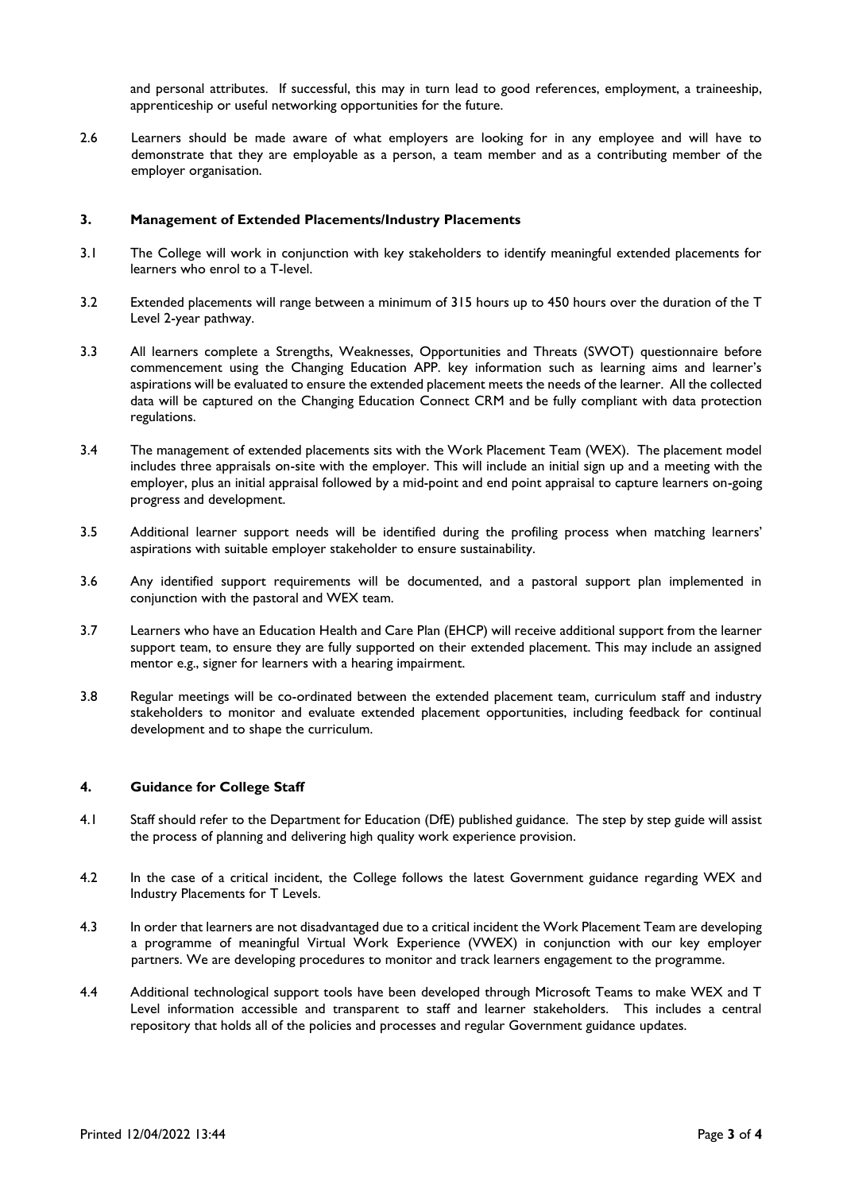and personal attributes. If successful, this may in turn lead to good references, employment, a traineeship, apprenticeship or useful networking opportunities for the future.

2.6 Learners should be made aware of what employers are looking for in any employee and will have to demonstrate that they are employable as a person, a team member and as a contributing member of the employer organisation.

## 3. Management of Extended Placements/Industry Placements

3.1 The College will work in conjunction with key stakeholders to identify meaningful extended placements for learners who enrol to a T-level.

3.2 Extended placements will range between a minimum of 315 hours up to 450 hours over the duration of the T Level 2-year pathway.

3.3 All learners complete a Strengths, Weaknesses, Opportunities and Threats (SWOT) questionnaire before commencement using the Changing Education APP. key information such as learning aims and learner's aspirations will be evaluated to ensure the extended placement meets the needs of the learner. All the collected data will be captured on the Changing Education Connect CRM and be fully compliant with data protection regulations.

3.4 The management of extended placements sits with the Work Placement Team (WEX). The placement model includes three appraisals on-site with the employer. This will include an initial sign up and a meeting with the employer, plus an initial appraisal followed by a mid-point and end point appraisal to capture learners on-going progress and development.

3.5 Additional learner support needs will be identified during the profiling process when matching learners' aspirations with suitable employer stakeholder to ensure sustainability.

3.6 Any identified support requirements will be documented, and a pastoral support plan implemented in conjunction with the pastoral and WEX team.

3.7 Learners who have an Education Health and Care Plan (EHCP) will receive additional support from the learner support team, to ensure they are fully supported on their extended placement. This may include an assigned mentor e.g., signer for learners with a hearing impairment.

3.8 Regular meetings will be co-ordinated between the extended placement team, curriculum staff and industry stakeholders to monitor and evaluate extended placement opportunities, including feedback for continual development and to shape the curriculum.

## 4. Guidance for College Staff

4.1 Staff should refer to the Department for Education (DfE) published guidance. The step by step guide will assist the process of planning and delivering high quality work experience provision.

4.2 In the case of a critical incident, the College follows the latest Government guidance regarding WEX and Industry Placements for T Levels.

4.3 In order that learners are not disadvantaged due to a critical incident the Work Placement Team are developing a programme of meaningful Virtual Work Experience (VWEX) in conjunction with our key employer partners. We are developing procedures to monitor and track learners engagement to the programme.

4.4 Additional technological support tools have been developed through Microsoft Teams to make WEX and T Level information accessible and transparent to staff and learner stakeholders. This includes a central repository that holds all of the policies and processes and regular Government guidance updates.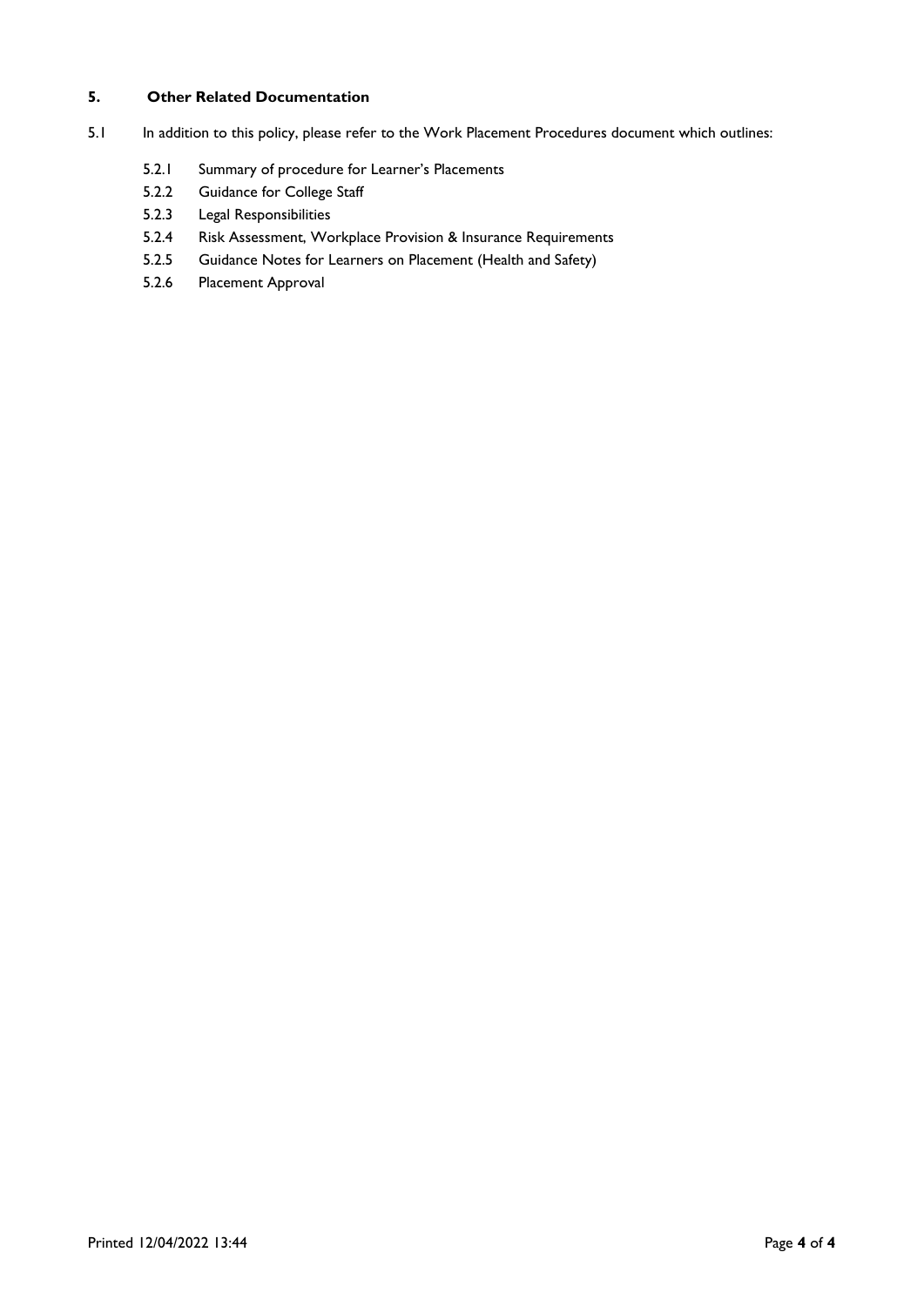## 5. Other Related Documentation

5.1 In addition to this policy, please refer to the Work Placement Procedures document which outlines:

- 5.2.1 Summary of procedure for Learner's Placements
- 5.2.2 Guidance for College Staff
- 5.2.3 Legal Responsibilities
- 5.2.4 Risk Assessment, Workplace Provision & Insurance Requirements
- 5.2.5 Guidance Notes for Learners on Placement (Health and Safety)
- 5.2.6 Placement Approval

Printed 12/04/2022 13:44